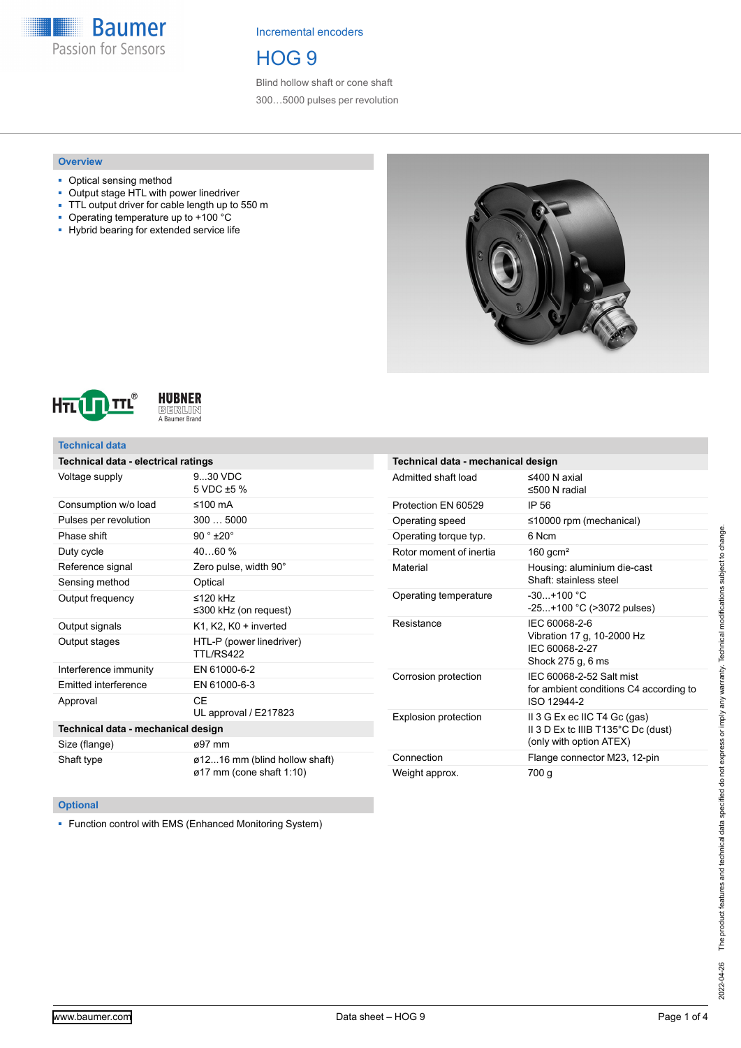Incremental encoders

# HOG 9

Blind hollow shaft or cone shaft

300…5000 pulses per revolution

## Overview

- Optical sensing method
- Output stage HTL with power linedriver
- TTL output driver for cable length up to 550 m
- Operating temperature up to +100 °C
- Hybrid bearing for extended service life

## Technical data

| Technical data - electrical ratings | |
|---|---|
| Voltage supply | 9...30 VDC<br>5 VDC ±5 % |
| Consumption w/o load | ≤100 mA |
| Pulses per revolution | 300 … 5000 |
| Phase shift | 90 ° ±20° |
| Duty cycle | 40…60 % |
| Reference signal | Zero pulse, width 90° |
| Sensing method | Optical |
| Output frequency | ≤120 kHz<br>≤300 kHz (on request) |
| Output signals | K1, K2, K0 + inverted |
| Output stages | HTL-P (power linedriver)<br>TTL/RS422 |
| Interference immunity | EN 61000-6-2 |
| Emitted interference | EN 61000-6-3 |
| Approval | CE<br>UL approval / E217823 |

| Technical data - mechanical design | |
|---|---|
| Size (flange) | ø97 mm |
| Shaft type | ø12...16 mm (blind hollow shaft)<br>ø17 mm (cone shaft 1:10) |

| Technical data - mechanical design | |
|---|---|
| Admitted shaft load | ≤400 N axial<br>≤500 N radial |
| Protection EN 60529 | IP 56 |
| Operating speed | ≤10000 rpm (mechanical) |
| Operating torque typ. | 6 Ncm |
| Rotor moment of inertia | 160 gcm² |
| Material | Housing: aluminium die-cast<br>Shaft: stainless steel |
| Operating temperature | -30...+100 °C<br>-25...+100 °C (>3072 pulses) |
| Resistance | IEC 60068-2-6<br>Vibration 17 g, 10-2000 Hz<br>IEC 60068-2-27<br>Shock 275 g, 6 ms |
| Corrosion protection | IEC 60068-2-52 Salt mist<br>for ambient conditions C4 according to ISO 12944-2 |
| Explosion protection | II 3 G Ex ec IIC T4 Gc (gas)<br>II 3 D Ex tc IIIB T135°C Dc (dust)<br>(only with option ATEX) |
| Connection | Flange connector M23, 12-pin |
| Weight approx. | 700 g |

## Optional

- Function control with EMS (Enhanced Monitoring System)

2022-04-26 The product features and technical data specified do not express or imply any warranty. Technical modifications subject to change.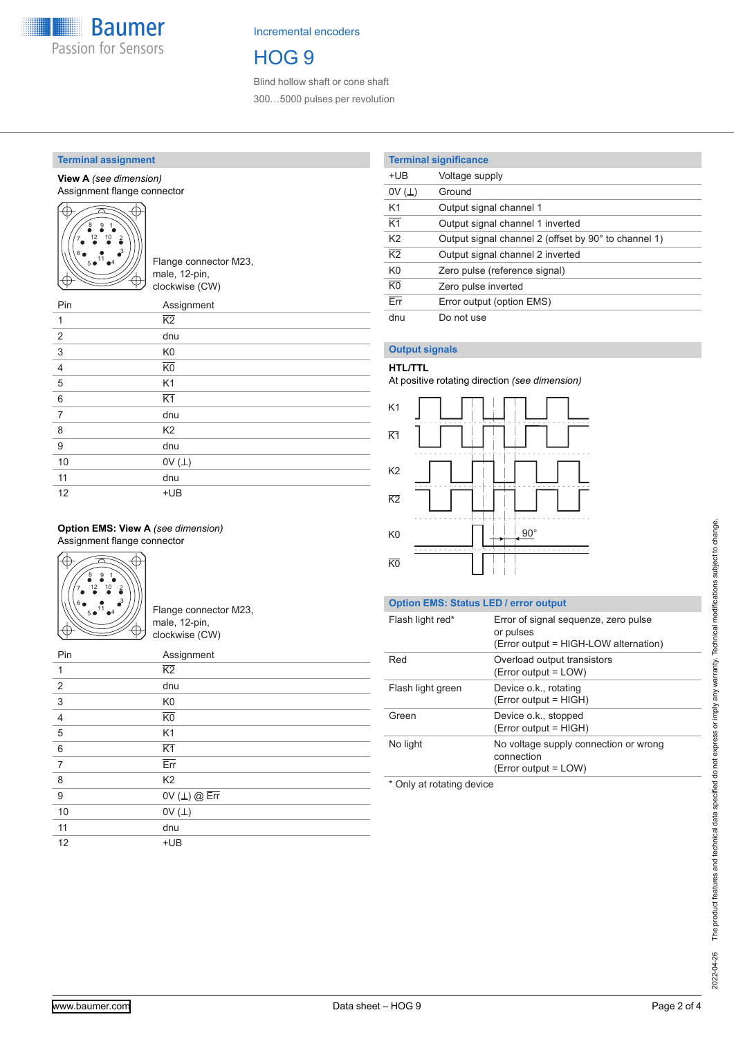Incremental encoders

# HOG 9

Blind hollow shaft or cone shaft

300…5000 pulses per revolution

## Terminal assignment

**View A** *(see dimension)*
Assignment flange connector

Flange connector M23, male, 12-pin, clockwise (CW)

| Pin | Assignment |
|---|---|
| 1 | $\overline{K2}$ |
| 2 | dnu |
| 3 | K0 |
| 4 | $\overline{K0}$ |
| 5 | K1 |
| 6 | $\overline{K1}$ |
| 7 | dnu |
| 8 | K2 |
| 9 | dnu |
| 10 | 0V (⊥) |
| 11 | dnu |
| 12 | +UB |

**Option EMS: View A** *(see dimension)*
Assignment flange connector

Flange connector M23, male, 12-pin, clockwise (CW)

| Pin | Assignment |
|---|---|
| 1 | $\overline{K2}$ |
| 2 | dnu |
| 3 | K0 |
| 4 | $\overline{K0}$ |
| 5 | K1 |
| 6 | $\overline{K1}$ |
| 7 | $\overline{Err}$ |
| 8 | K2 |
| 9 | 0V (⊥) @ $\overline{Err}$ |
| 10 | 0V (⊥) |
| 11 | dnu |
| 12 | +UB |

## Terminal significance

| | |
|---|---|
| +UB | Voltage supply |
| 0V (⊥) | Ground |
| K1 | Output signal channel 1 |
| $\overline{K1}$ | Output signal channel 1 inverted |
| K2 | Output signal channel 2 (offset by 90° to channel 1) |
| $\overline{K2}$ | Output signal channel 2 inverted |
| K0 | Zero pulse (reference signal) |
| $\overline{K0}$ | Zero pulse inverted |
| $\overline{Err}$ | Error output (option EMS) |
| dnu | Do not use |

## Output signals

**HTL/TTL**
At positive rotating direction *(see dimension)*

K1, $\overline{K1}$, K2, $\overline{K2}$, K0, $\overline{K0}$ — 90°

## Option EMS: Status LED / error output

| | |
|---|---|
| Flash light red* | Error of signal sequenze, zero pulse or pulses (Error output = HIGH-LOW alternation) |
| Red | Overload output transistors (Error output = LOW) |
| Flash light green | Device o.k., rotating (Error output = HIGH) |
| Green | Device o.k., stopped (Error output = HIGH) |
| No light | No voltage supply connection or wrong connection (Error output = LOW) |

\* Only at rotating device

The product features and technical data specified do not express or imply any warranty. Technical modifications subject to change.

2022-04-26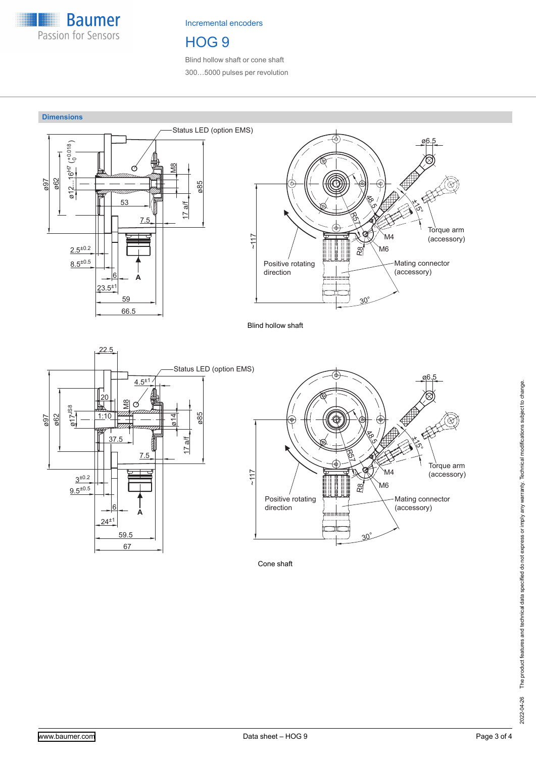## Dimensions

Blind hollow shaft

Cone shaft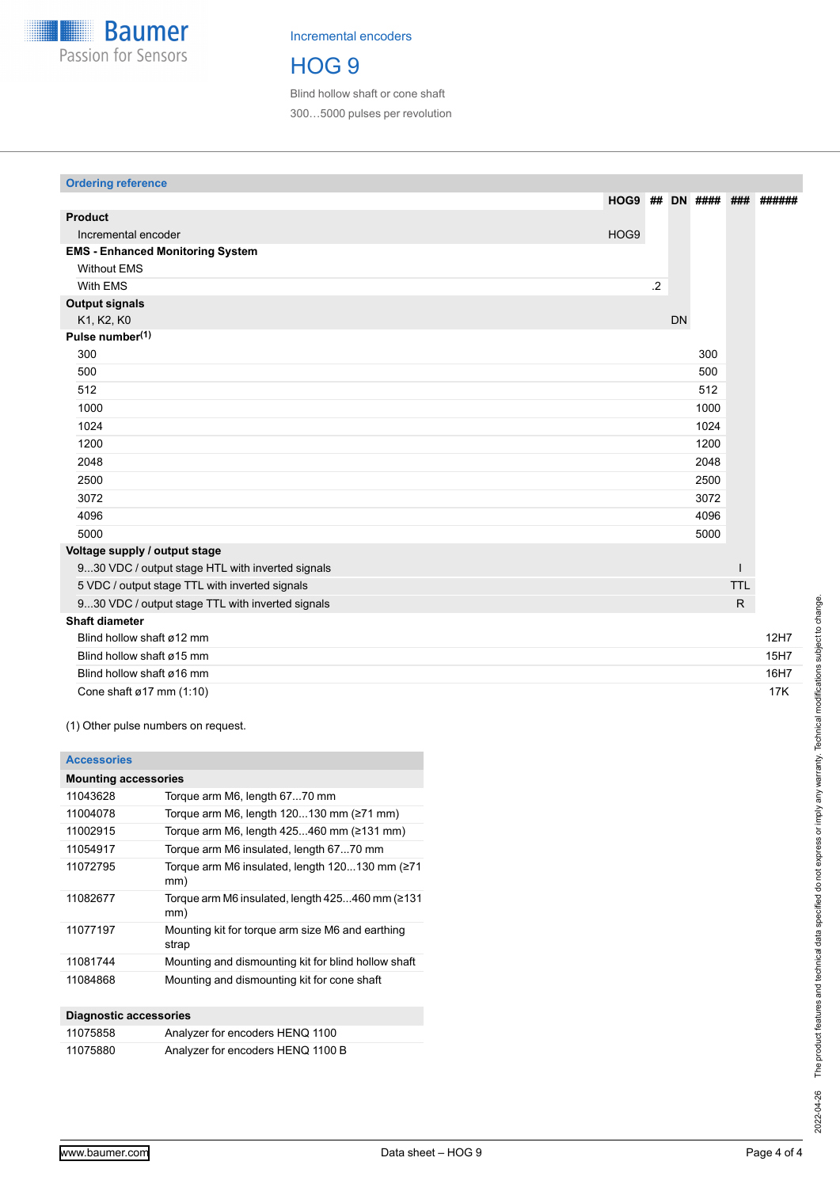## Ordering reference

| | HOG9 | ## | DN | #### | ### | ###### |
|---|---|---|---|---|---|---|
| **Product** | | | | | | |
| Incremental encoder | HOG9 | | | | | |
| **EMS - Enhanced Monitoring System** | | | | | | |
| Without EMS | | | | | | |
| With EMS | | .2 | | | | |
| **Output signals** | | | | | | |
| K1, K2, K0 | | | DN | | | |
| **Pulse number**(1) | | | | | | |
| 300 | | | | 300 | | |
| 500 | | | | 500 | | |
| 512 | | | | 512 | | |
| 1000 | | | | 1000 | | |
| 1024 | | | | 1024 | | |
| 1200 | | | | 1200 | | |
| 2048 | | | | 2048 | | |
| 2500 | | | | 2500 | | |
| 3072 | | | | 3072 | | |
| 4096 | | | | 4096 | | |
| 5000 | | | | 5000 | | |
| **Voltage supply / output stage** | | | | | | |
| 9...30 VDC / output stage HTL with inverted signals | | | | | I | |
| 5 VDC / output stage TTL with inverted signals | | | | | TTL | |
| 9...30 VDC / output stage TTL with inverted signals | | | | | R | |
| **Shaft diameter** | | | | | | |
| Blind hollow shaft ø12 mm | | | | | | 12H7 |
| Blind hollow shaft ø15 mm | | | | | | 15H7 |
| Blind hollow shaft ø16 mm | | | | | | 16H7 |
| Cone shaft ø17 mm (1:10) | | | | | | 17K |

(1) Other pulse numbers on request.

## Accessories

| **Mounting accessories** | |
|---|---|
| 11043628 | Torque arm M6, length 67...70 mm |
| 11004078 | Torque arm M6, length 120...130 mm (≥71 mm) |
| 11002915 | Torque arm M6, length 425...460 mm (≥131 mm) |
| 11054917 | Torque arm M6 insulated, length 67...70 mm |
| 11072795 | Torque arm M6 insulated, length 120...130 mm (≥71 mm) |
| 11082677 | Torque arm M6 insulated, length 425...460 mm (≥131 mm) |
| 11077197 | Mounting kit for torque arm size M6 and earthing strap |
| 11081744 | Mounting and dismounting kit for blind hollow shaft |
| 11084868 | Mounting and dismounting kit for cone shaft |

| **Diagnostic accessories** | |
|---|---|
| 11075858 | Analyzer for encoders HENQ 1100 |
| 11075880 | Analyzer for encoders HENQ 1100 B |

2022-04-26 The product features and technical data specified do not express or imply any warranty. Technical modifications subject to change.